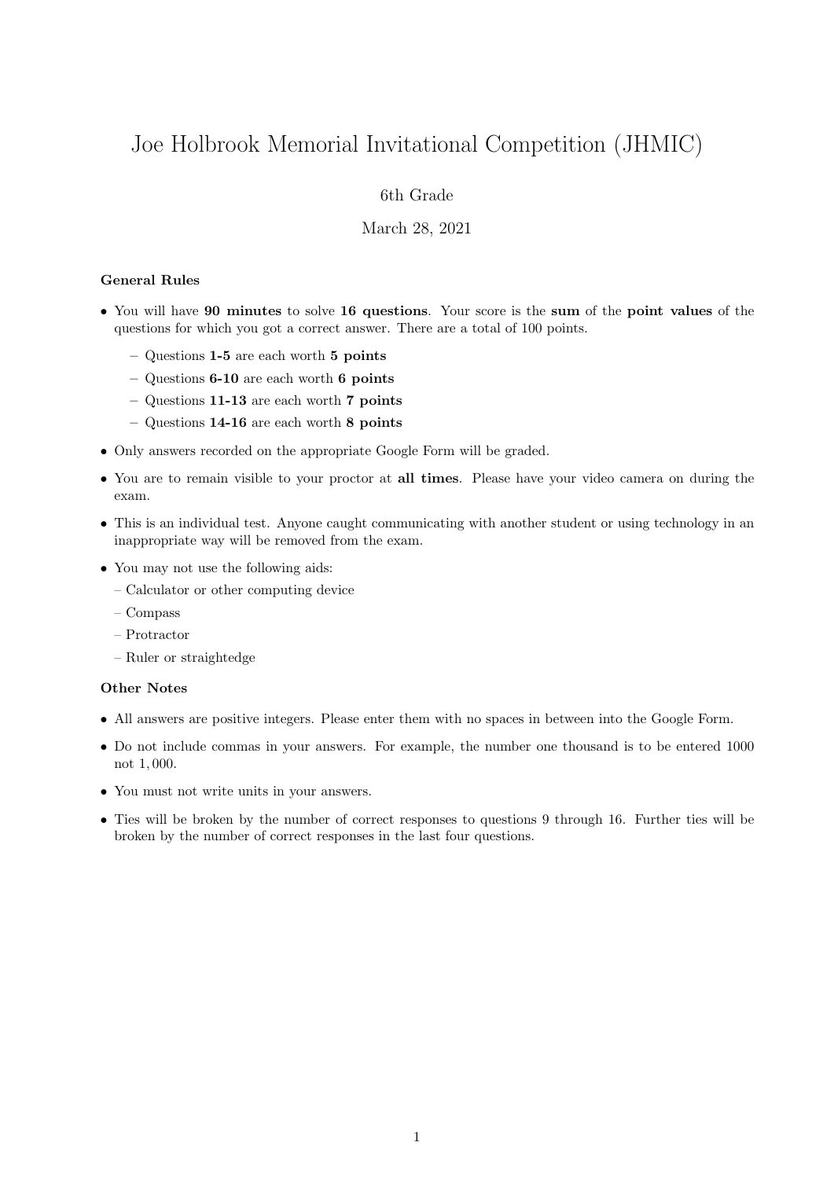# Joe Holbrook Memorial Invitational Competition (JHMIC)

6th Grade

March 28, 2021

**General Rules**

- You will have **90 minutes** to solve **16 questions**. Your score is the **sum** of the **point values** of the questions for which you got a correct answer. There are a total of 100 points.
  - Questions **1-5** are each worth **5 points**
  - Questions **6-10** are each worth **6 points**
  - Questions **11-13** are each worth **7 points**
  - Questions **14-16** are each worth **8 points**
- Only answers recorded on the appropriate Google Form will be graded.
- You are to remain visible to your proctor at **all times**. Please have your video camera on during the exam.
- This is an individual test. Anyone caught communicating with another student or using technology in an inappropriate way will be removed from the exam.
- You may not use the following aids:
  - Calculator or other computing device
  - Compass
  - Protractor
  - Ruler or straightedge

**Other Notes**

- All answers are positive integers. Please enter them with no spaces in between into the Google Form.
- Do not include commas in your answers. For example, the number one thousand is to be entered 1000 not 1,000.
- You must not write units in your answers.
- Ties will be broken by the number of correct responses to questions 9 through 16. Further ties will be broken by the number of correct responses in the last four questions.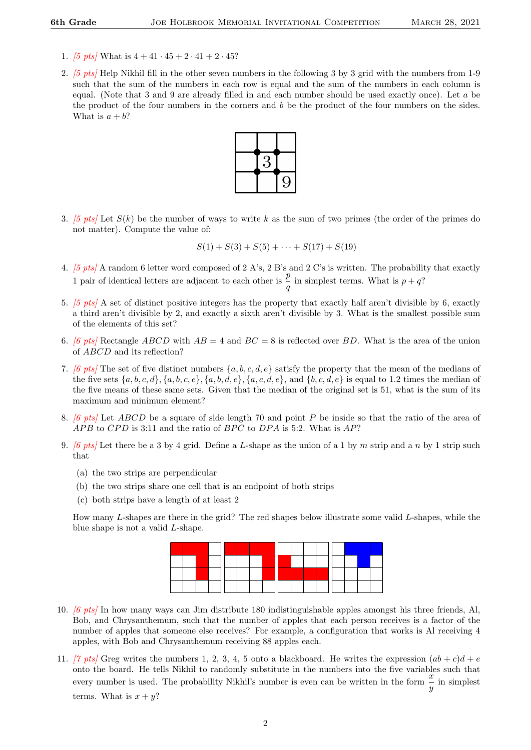1. *[5 pts]* What is $4 + 41 \cdot 45 + 2 \cdot 41 + 2 \cdot 45$?

2. *[5 pts]* Help Nikhil fill in the other seven numbers in the following 3 by 3 grid with the numbers from 1-9 such that the sum of the numbers in each row is equal and the sum of the numbers in each column is equal. (Note that 3 and 9 are already filled in and each number should be used exactly once). Let $a$ be the product of the four numbers in the corners and $b$ be the product of the four numbers on the sides. What is $a + b$?

| | | |
|---|---|---|
| | | |
| | 3 | |
| | | 9 |

3. *[5 pts]* Let $S(k)$ be the number of ways to write $k$ as the sum of two primes (the order of the primes do not matter). Compute the value of:

$$S(1) + S(3) + S(5) + \cdots + S(17) + S(19)$$

4. *[5 pts]* A random 6 letter word composed of 2 A's, 2 B's and 2 C's is written. The probability that exactly 1 pair of identical letters are adjacent to each other is $\frac{p}{q}$ in simplest terms. What is $p + q$?

5. *[5 pts]* A set of distinct positive integers has the property that exactly half aren't divisible by 6, exactly a third aren't divisible by 2, and exactly a sixth aren't divisible by 3. What is the smallest possible sum of the elements of this set?

6. *[6 pts]* Rectangle $ABCD$ with $AB = 4$ and $BC = 8$ is reflected over $BD$. What is the area of the union of $ABCD$ and its reflection?

7. *[6 pts]* The set of five distinct numbers $\{a, b, c, d, e\}$ satisfy the property that the mean of the medians of the five sets $\{a, b, c, d\}, \{a, b, c, e\}, \{a, b, d, e\}, \{a, c, d, e\}$, and $\{b, c, d, e\}$ is equal to 1.2 times the median of the five means of these same sets. Given that the median of the original set is 51, what is the sum of its maximum and minimum element?

8. *[6 pts]* Let $ABCD$ be a square of side length 70 and point $P$ be inside so that the ratio of the area of $APB$ to $CPD$ is 3:11 and the ratio of $BPC$ to $DPA$ is 5:2. What is $AP$?

9. *[6 pts]* Let there be a 3 by 4 grid. Define a $L$-shape as the union of a 1 by $m$ strip and a $n$ by 1 strip such that

   (a) the two strips are perpendicular

   (b) the two strips share one cell that is an endpoint of both strips

   (c) both strips have a length of at least 2

   How many $L$-shapes are there in the grid? The red shapes below illustrate some valid $L$-shapes, while the blue shape is not a valid $L$-shape.

10. *[6 pts]* In how many ways can Jim distribute 180 indistinguishable apples amongst his three friends, Al, Bob, and Chrysanthemum, such that the number of apples that each person receives is a factor of the number of apples that someone else receives? For example, a configuration that works is Al receiving 4 apples, with Bob and Chrysanthemum receiving 88 apples each.

11. *[7 pts]* Greg writes the numbers 1, 2, 3, 4, 5 onto a blackboard. He writes the expression $(ab + c)d + e$ onto the board. He tells Nikhil to randomly substitute in the numbers into the five variables such that every number is used. The probability Nikhil's number is even can be written in the form $\frac{x}{y}$ in simplest terms. What is $x + y$?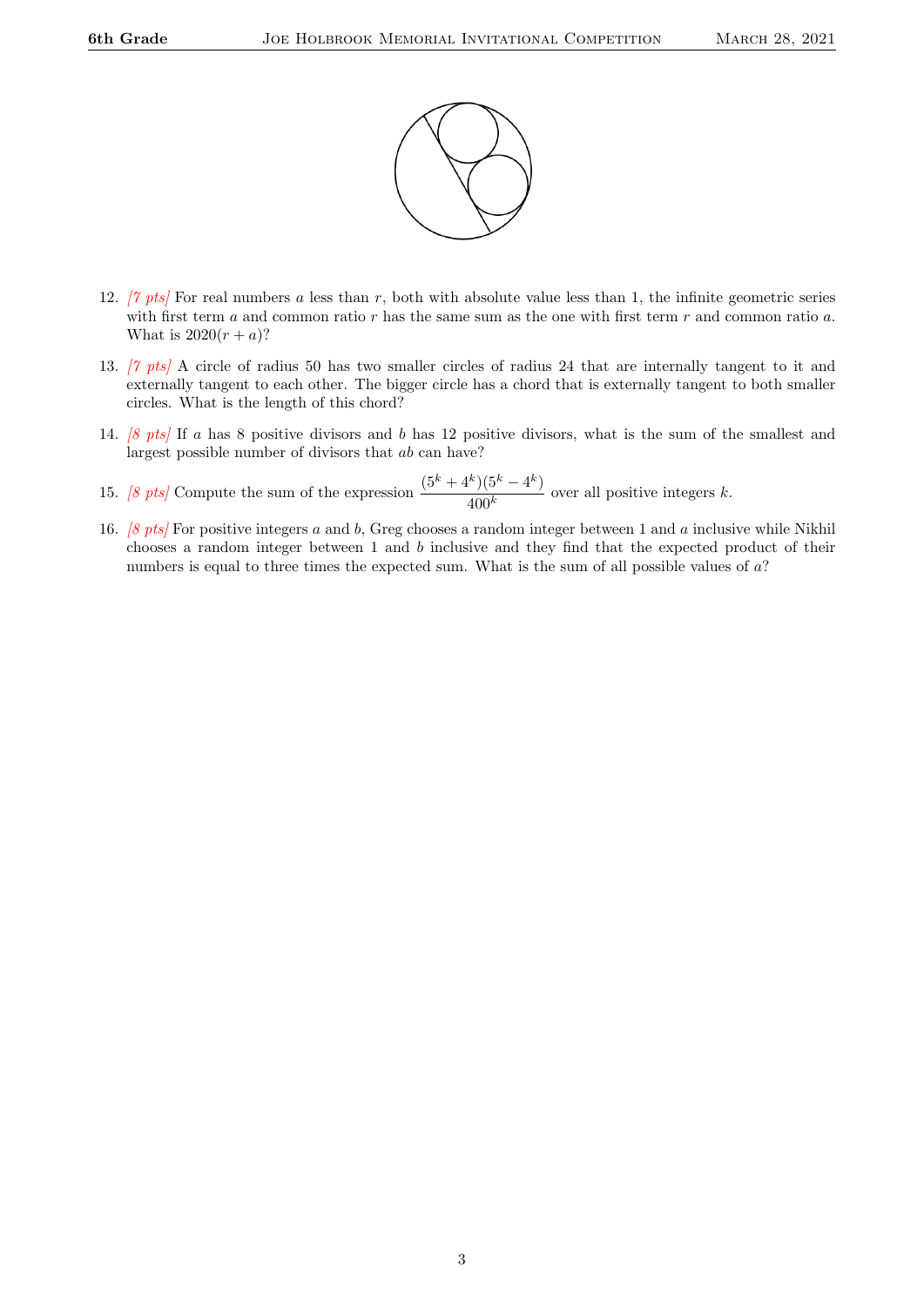12. *[7 pts]* For real numbers $a$ less than $r$, both with absolute value less than 1, the infinite geometric series with first term $a$ and common ratio $r$ has the same sum as the one with first term $r$ and common ratio $a$. What is $2020(r + a)$?

13. *[7 pts]* A circle of radius 50 has two smaller circles of radius 24 that are internally tangent to it and externally tangent to each other. The bigger circle has a chord that is externally tangent to both smaller circles. What is the length of this chord?

14. *[8 pts]* If $a$ has 8 positive divisors and $b$ has 12 positive divisors, what is the sum of the smallest and largest possible number of divisors that $ab$ can have?

15. *[8 pts]* Compute the sum of the expression $\frac{(5^k + 4^k)(5^k - 4^k)}{400^k}$ over all positive integers $k$.

16. *[8 pts]* For positive integers $a$ and $b$, Greg chooses a random integer between 1 and $a$ inclusive while Nikhil chooses a random integer between 1 and $b$ inclusive and they find that the expected product of their numbers is equal to three times the expected sum. What is the sum of all possible values of $a$?